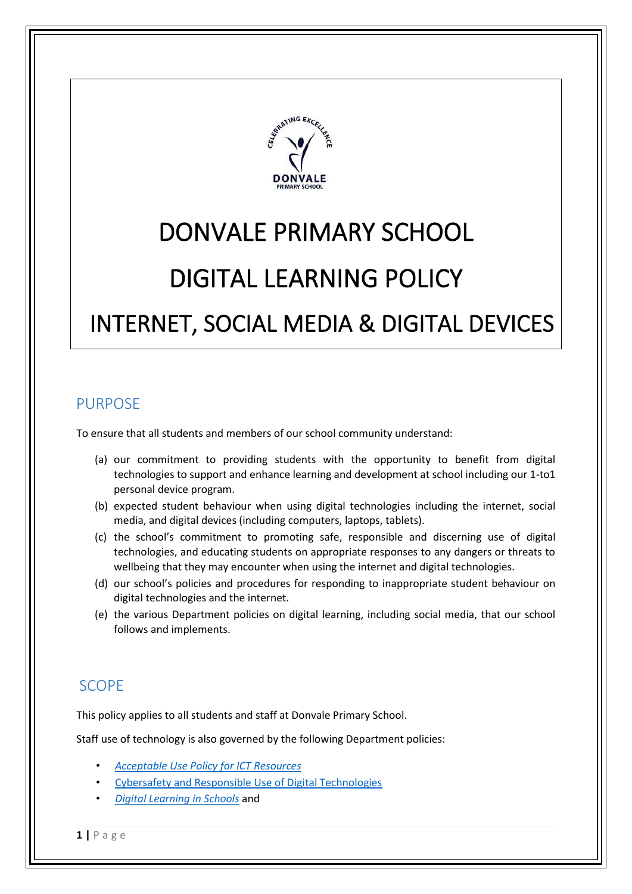# DONVALE PRIMARY SCHOOL

# DIGITAL LEARNING POLICY

# INTERNET, SOCIAL MEDIA & DIGITAL DEVICES

## PURPOSE

To ensure that all students and members of our school community understand:

(a) our commitment to providing students with the opportunity to benefit from digital technologies to support and enhance learning and development at school including our 1-to1 personal device program.

(b) expected student behaviour when using digital technologies including the internet, social media, and digital devices (including computers, laptops, tablets).

(c) the school's commitment to promoting safe, responsible and discerning use of digital technologies, and educating students on appropriate responses to any dangers or threats to wellbeing that they may encounter when using the internet and digital technologies.

(d) our school's policies and procedures for responding to inappropriate student behaviour on digital technologies and the internet.

(e) the various Department policies on digital learning, including social media, that our school follows and implements.

## SCOPE

This policy applies to all students and staff at Donvale Primary School.

Staff use of technology is also governed by the following Department policies:

- *Acceptable Use Policy for ICT Resources*
- Cybersafety and Responsible Use of Digital Technologies
- *Digital Learning in Schools* and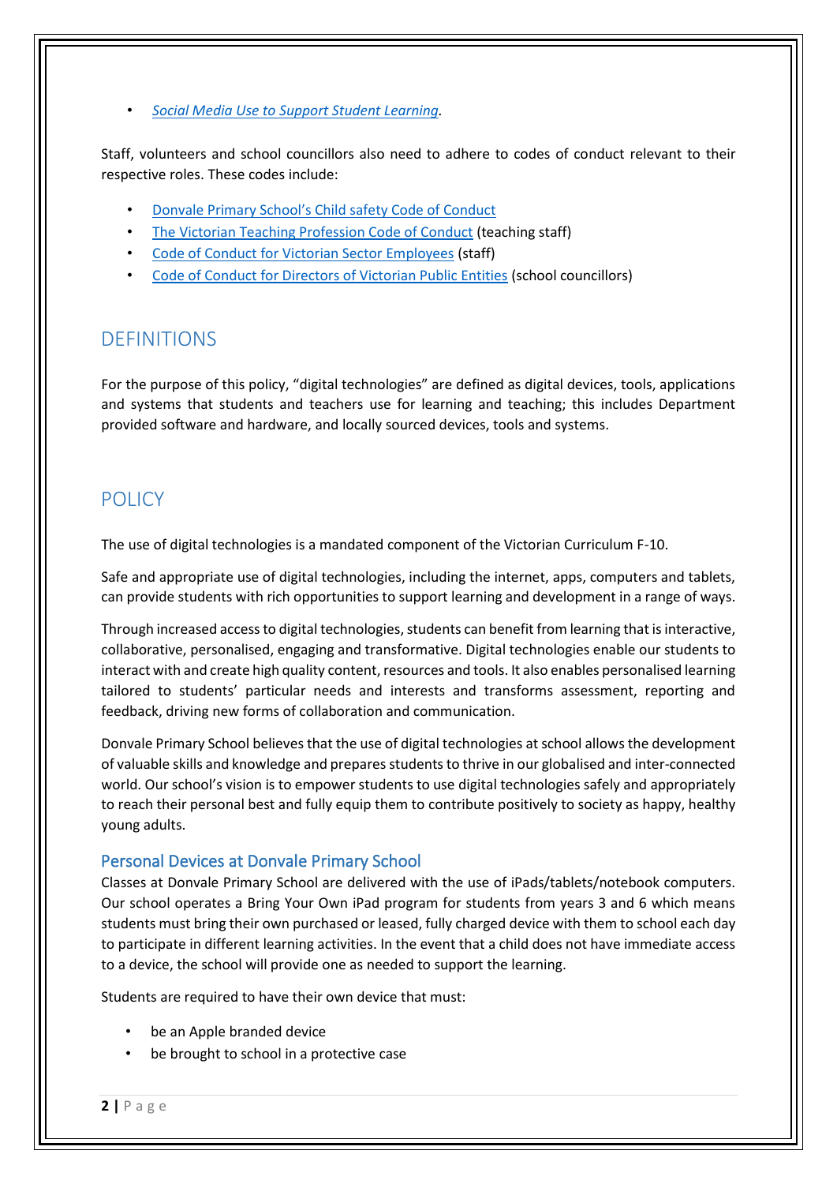- *Social Media Use to Support Student Learning*.

Staff, volunteers and school councillors also need to adhere to codes of conduct relevant to their respective roles. These codes include:

- Donvale Primary School's Child safety Code of Conduct
- The Victorian Teaching Profession Code of Conduct (teaching staff)
- Code of Conduct for Victorian Sector Employees (staff)
- Code of Conduct for Directors of Victorian Public Entities (school councillors)

## DEFINITIONS

For the purpose of this policy, "digital technologies" are defined as digital devices, tools, applications and systems that students and teachers use for learning and teaching; this includes Department provided software and hardware, and locally sourced devices, tools and systems.

## POLICY

The use of digital technologies is a mandated component of the Victorian Curriculum F-10.

Safe and appropriate use of digital technologies, including the internet, apps, computers and tablets, can provide students with rich opportunities to support learning and development in a range of ways.

Through increased access to digital technologies, students can benefit from learning that is interactive, collaborative, personalised, engaging and transformative. Digital technologies enable our students to interact with and create high quality content, resources and tools. It also enables personalised learning tailored to students' particular needs and interests and transforms assessment, reporting and feedback, driving new forms of collaboration and communication.

Donvale Primary School believes that the use of digital technologies at school allows the development of valuable skills and knowledge and prepares students to thrive in our globalised and inter-connected world. Our school's vision is to empower students to use digital technologies safely and appropriately to reach their personal best and fully equip them to contribute positively to society as happy, healthy young adults.

### Personal Devices at Donvale Primary School

Classes at Donvale Primary School are delivered with the use of iPads/tablets/notebook computers. Our school operates a Bring Your Own iPad program for students from years 3 and 6 which means students must bring their own purchased or leased, fully charged device with them to school each day to participate in different learning activities. In the event that a child does not have immediate access to a device, the school will provide one as needed to support the learning.

Students are required to have their own device that must:

- be an Apple branded device
- be brought to school in a protective case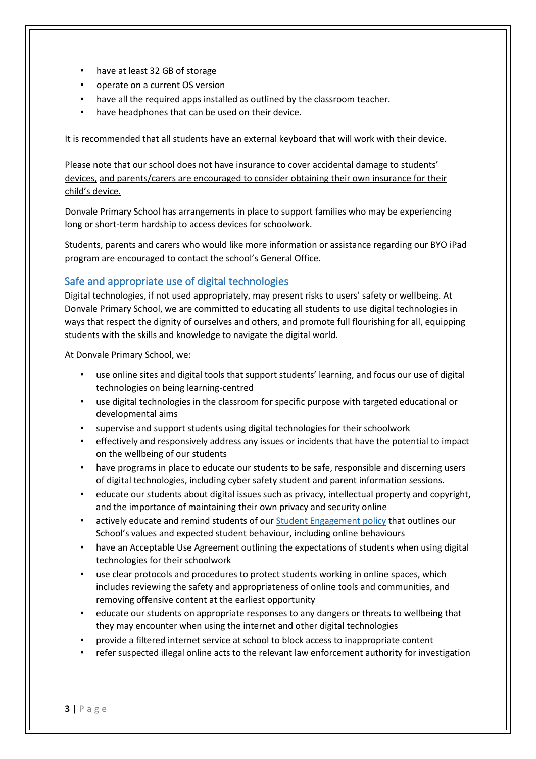- have at least 32 GB of storage
- operate on a current OS version
- have all the required apps installed as outlined by the classroom teacher.
- have headphones that can be used on their device.

It is recommended that all students have an external keyboard that will work with their device.

Please note that our school does not have insurance to cover accidental damage to students' devices, and parents/carers are encouraged to consider obtaining their own insurance for their child's device.

Donvale Primary School has arrangements in place to support families who may be experiencing long or short-term hardship to access devices for schoolwork.

Students, parents and carers who would like more information or assistance regarding our BYO iPad program are encouraged to contact the school's General Office.

## Safe and appropriate use of digital technologies

Digital technologies, if not used appropriately, may present risks to users' safety or wellbeing. At Donvale Primary School, we are committed to educating all students to use digital technologies in ways that respect the dignity of ourselves and others, and promote full flourishing for all, equipping students with the skills and knowledge to navigate the digital world.

At Donvale Primary School, we:

- use online sites and digital tools that support students' learning, and focus our use of digital technologies on being learning-centred
- use digital technologies in the classroom for specific purpose with targeted educational or developmental aims
- supervise and support students using digital technologies for their schoolwork
- effectively and responsively address any issues or incidents that have the potential to impact on the wellbeing of our students
- have programs in place to educate our students to be safe, responsible and discerning users of digital technologies, including cyber safety student and parent information sessions.
- educate our students about digital issues such as privacy, intellectual property and copyright, and the importance of maintaining their own privacy and security online
- actively educate and remind students of our Student Engagement policy that outlines our School's values and expected student behaviour, including online behaviours
- have an Acceptable Use Agreement outlining the expectations of students when using digital technologies for their schoolwork
- use clear protocols and procedures to protect students working in online spaces, which includes reviewing the safety and appropriateness of online tools and communities, and removing offensive content at the earliest opportunity
- educate our students on appropriate responses to any dangers or threats to wellbeing that they may encounter when using the internet and other digital technologies
- provide a filtered internet service at school to block access to inappropriate content
- refer suspected illegal online acts to the relevant law enforcement authority for investigation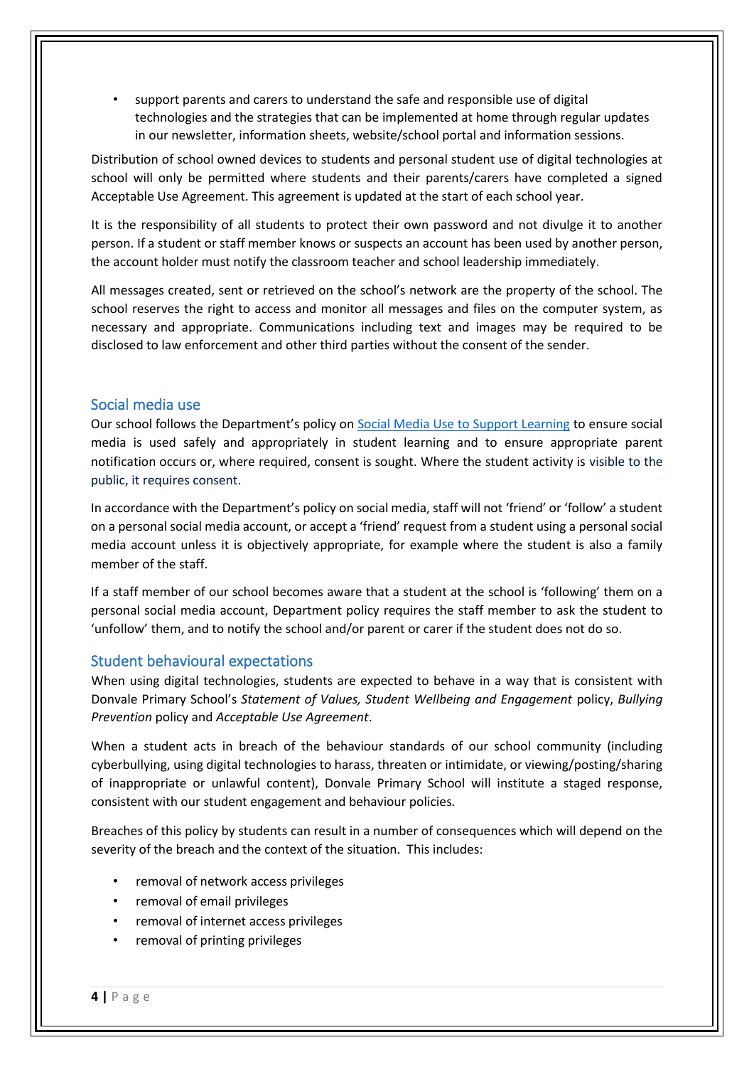- support parents and carers to understand the safe and responsible use of digital technologies and the strategies that can be implemented at home through regular updates in our newsletter, information sheets, website/school portal and information sessions.

Distribution of school owned devices to students and personal student use of digital technologies at school will only be permitted where students and their parents/carers have completed a signed Acceptable Use Agreement. This agreement is updated at the start of each school year.

It is the responsibility of all students to protect their own password and not divulge it to another person. If a student or staff member knows or suspects an account has been used by another person, the account holder must notify the classroom teacher and school leadership immediately.

All messages created, sent or retrieved on the school's network are the property of the school. The school reserves the right to access and monitor all messages and files on the computer system, as necessary and appropriate. Communications including text and images may be required to be disclosed to law enforcement and other third parties without the consent of the sender.

## Social media use

Our school follows the Department's policy on Social Media Use to Support Learning to ensure social media is used safely and appropriately in student learning and to ensure appropriate parent notification occurs or, where required, consent is sought. Where the student activity is visible to the public, it requires consent.

In accordance with the Department's policy on social media, staff will not 'friend' or 'follow' a student on a personal social media account, or accept a 'friend' request from a student using a personal social media account unless it is objectively appropriate, for example where the student is also a family member of the staff.

If a staff member of our school becomes aware that a student at the school is 'following' them on a personal social media account, Department policy requires the staff member to ask the student to 'unfollow' them, and to notify the school and/or parent or carer if the student does not do so.

## Student behavioural expectations

When using digital technologies, students are expected to behave in a way that is consistent with Donvale Primary School's *Statement of Values, Student Wellbeing and Engagement* policy, *Bullying Prevention* policy and *Acceptable Use Agreement*.

When a student acts in breach of the behaviour standards of our school community (including cyberbullying, using digital technologies to harass, threaten or intimidate, or viewing/posting/sharing of inappropriate or unlawful content), Donvale Primary School will institute a staged response, consistent with our student engagement and behaviour policies.

Breaches of this policy by students can result in a number of consequences which will depend on the severity of the breach and the context of the situation. This includes:

- removal of network access privileges
- removal of email privileges
- removal of internet access privileges
- removal of printing privileges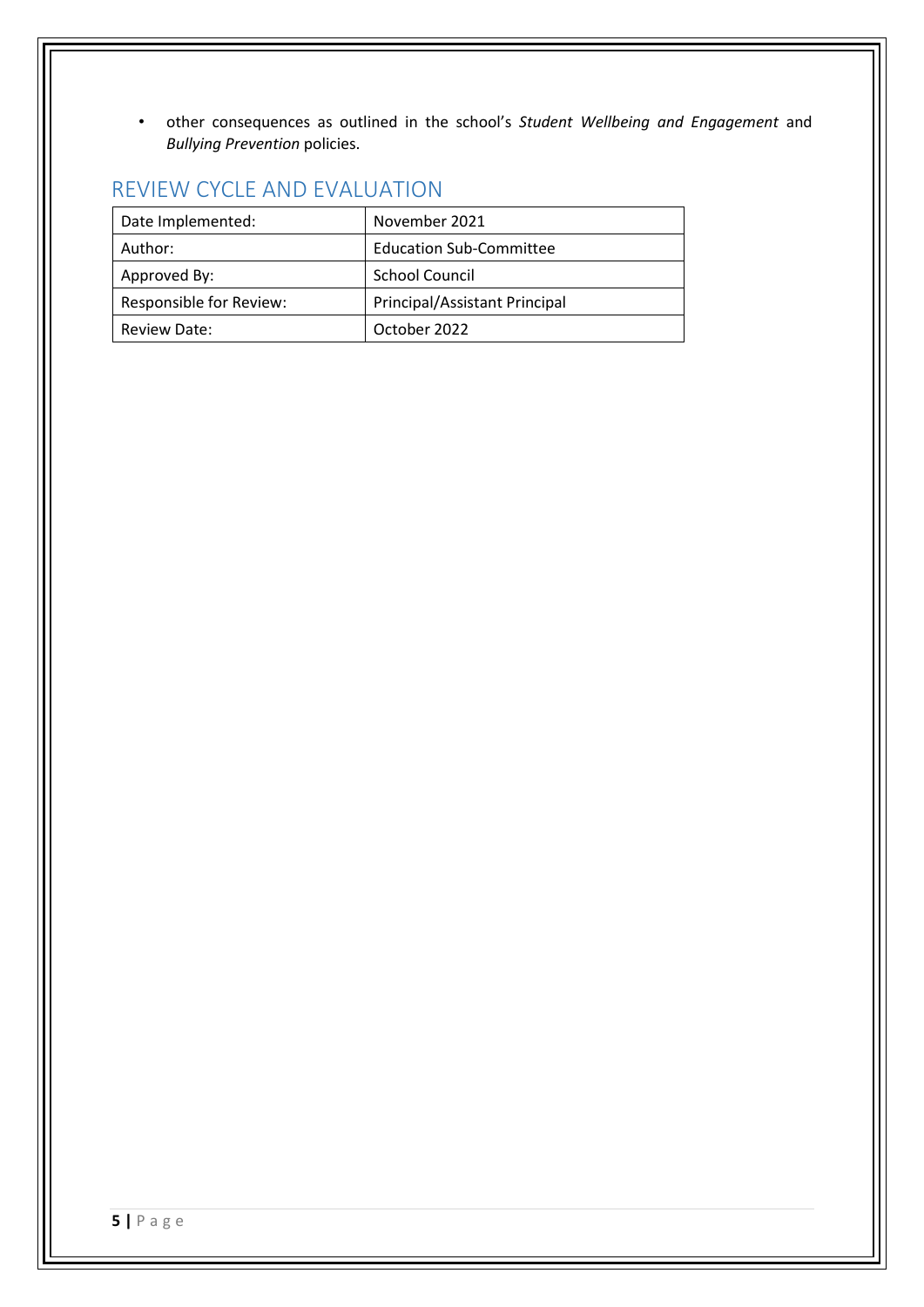- other consequences as outlined in the school's *Student Wellbeing and Engagement* and *Bullying Prevention* policies.

## REVIEW CYCLE AND EVALUATION

| | |
|---|---|
| Date Implemented: | November 2021 |
| Author: | Education Sub-Committee |
| Approved By: | School Council |
| Responsible for Review: | Principal/Assistant Principal |
| Review Date: | October 2022 |